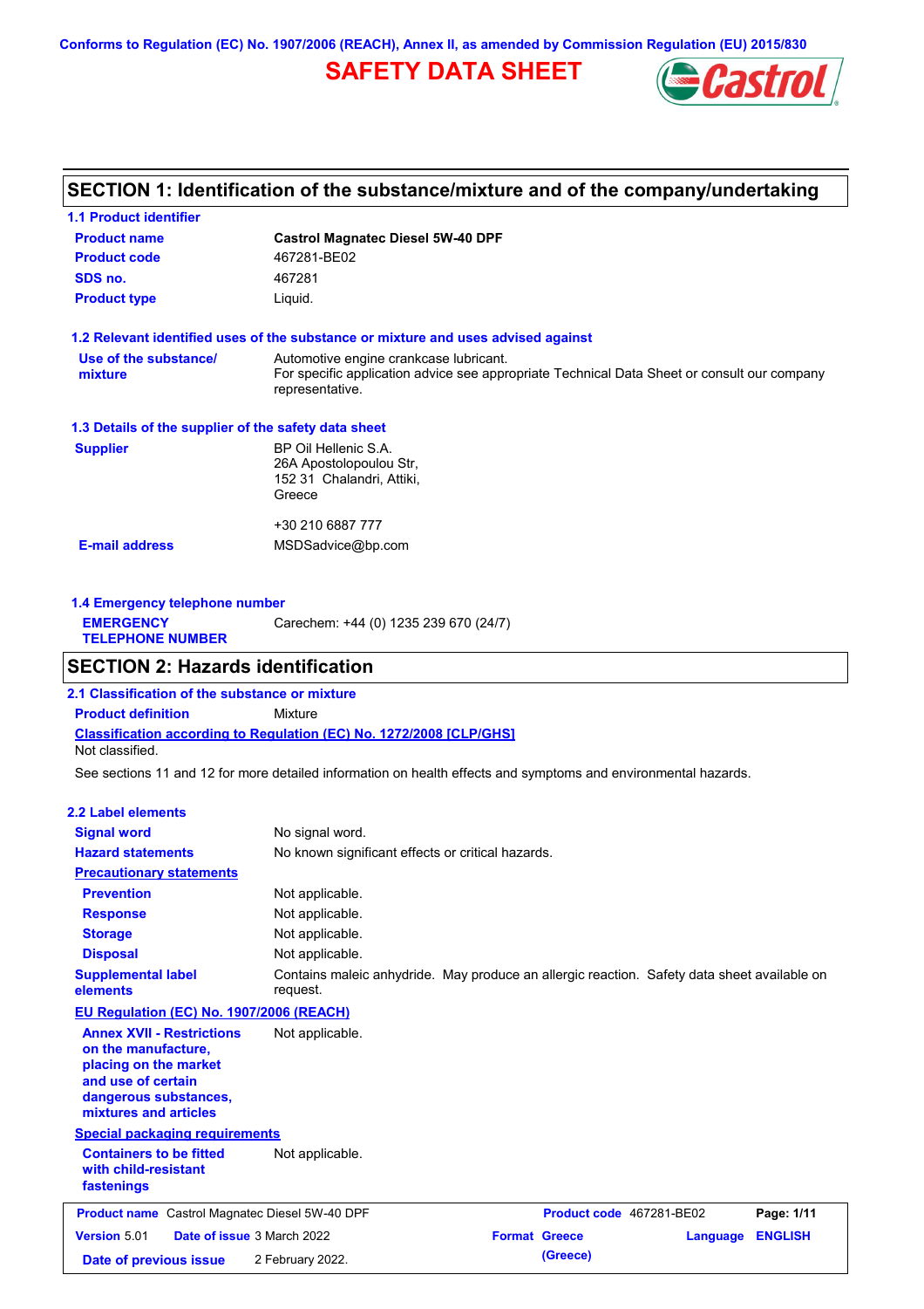Conforms to Regulation (EC) No. 1907/2006 (REACH), Annex II, as amended by Commission Regulation (EU) 2015/830

# SAFETY DATA SHEET

## SECTION 1: Identification of the substance/mixture and of the company/undertaking

### 1.1 Product identifier

| | |
|---|---|
| **Product name** | **Castrol Magnatec Diesel 5W-40 DPF** |
| **Product code** | 467281-BE02 |
| **SDS no.** | 467281 |
| **Product type** | Liquid. |

### 1.2 Relevant identified uses of the substance or mixture and uses advised against

| | |
|---|---|
| **Use of the substance/ mixture** | Automotive engine crankcase lubricant.<br>For specific application advice see appropriate Technical Data Sheet or consult our company representative. |

### 1.3 Details of the supplier of the safety data sheet

| | |
|---|---|
| **Supplier** | BP Oil Hellenic S.A.<br>26A Apostolopoulou Str,<br>152 31 Chalandri, Attiki,<br>Greece<br><br>+30 210 6887 777 |
| **E-mail address** | MSDSadvice@bp.com |

### 1.4 Emergency telephone number

| | |
|---|---|
| **EMERGENCY TELEPHONE NUMBER** | Carechem: +44 (0) 1235 239 670 (24/7) |

## SECTION 2: Hazards identification

### 2.1 Classification of the substance or mixture

**Product definition** Mixture

**Classification according to Regulation (EC) No. 1272/2008 [CLP/GHS]**

Not classified.

See sections 11 and 12 for more detailed information on health effects and symptoms and environmental hazards.

### 2.2 Label elements

| | |
|---|---|
| **Signal word** | No signal word. |
| **Hazard statements** | No known significant effects or critical hazards. |
| **Precautionary statements** | |
| **Prevention** | Not applicable. |
| **Response** | Not applicable. |
| **Storage** | Not applicable. |
| **Disposal** | Not applicable. |
| **Supplemental label elements** | Contains maleic anhydride. May produce an allergic reaction. Safety data sheet available on request. |

**EU Regulation (EC) No. 1907/2006 (REACH)**

| | |
|---|---|
| **Annex XVII - Restrictions on the manufacture, placing on the market and use of certain dangerous substances, mixtures and articles** | Not applicable. |

**Special packaging requirements**

| | |
|---|---|
| **Containers to be fitted with child-resistant fastenings** | Not applicable. |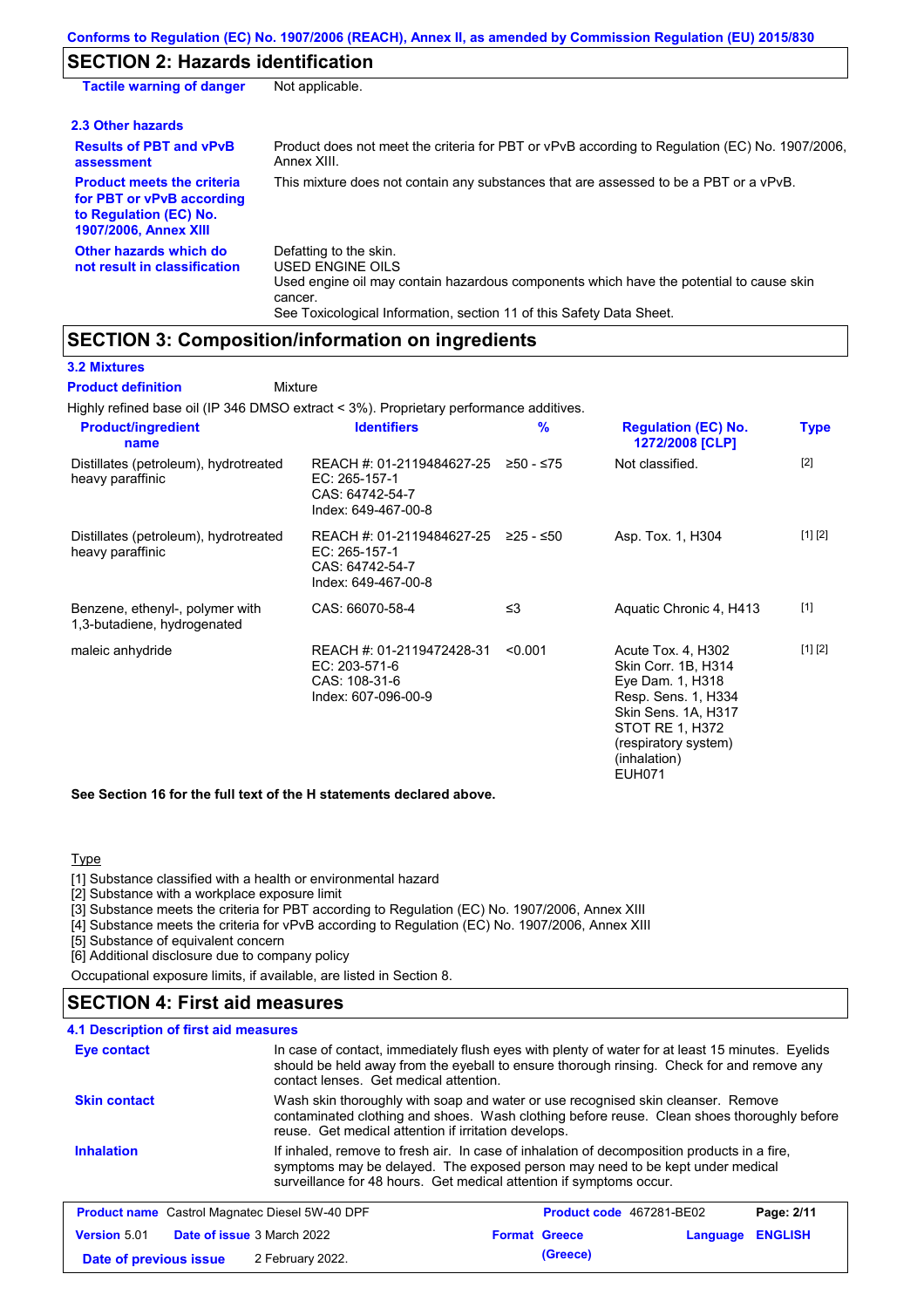## SECTION 2: Hazards identification

| | |
|---|---|
| **Tactile warning of danger** | Not applicable. |

### 2.3 Other hazards

| | |
|---|---|
| **Results of PBT and vPvB assessment** | Product does not meet the criteria for PBT or vPvB according to Regulation (EC) No. 1907/2006, Annex XIII. |
| **Product meets the criteria for PBT or vPvB according to Regulation (EC) No. 1907/2006, Annex XIII** | This mixture does not contain any substances that are assessed to be a PBT or a vPvB. |
| **Other hazards which do not result in classification** | Defatting to the skin.<br>USED ENGINE OILS<br>Used engine oil may contain hazardous components which have the potential to cause skin cancer.<br>See Toxicological Information, section 11 of this Safety Data Sheet. |

## SECTION 3: Composition/information on ingredients

### 3.2 Mixtures

**Product definition** Mixture

Highly refined base oil (IP 346 DMSO extract < 3%). Proprietary performance additives.

| Product/ingredient name | Identifiers | % | Regulation (EC) No. 1272/2008 [CLP] | Type |
|---|---|---|---|---|
| Distillates (petroleum), hydrotreated heavy paraffinic | REACH #: 01-2119484627-25<br>EC: 265-157-1<br>CAS: 64742-54-7<br>Index: 649-467-00-8 | ≥50 - ≤75 | Not classified. | [2] |
| Distillates (petroleum), hydrotreated heavy paraffinic | REACH #: 01-2119484627-25<br>EC: 265-157-1<br>CAS: 64742-54-7<br>Index: 649-467-00-8 | ≥25 - ≤50 | Asp. Tox. 1, H304 | [1] [2] |
| Benzene, ethenyl-, polymer with 1,3-butadiene, hydrogenated | CAS: 66070-58-4 | ≤3 | Aquatic Chronic 4, H413 | [1] |
| maleic anhydride | REACH #: 01-2119472428-31<br>EC: 203-571-6<br>CAS: 108-31-6<br>Index: 607-096-00-9 | <0.001 | Acute Tox. 4, H302<br>Skin Corr. 1B, H314<br>Eye Dam. 1, H318<br>Resp. Sens. 1, H334<br>Skin Sens. 1A, H317<br>STOT RE 1, H372 (respiratory system) (inhalation)<br>EUH071 | [1] [2] |

**See Section 16 for the full text of the H statements declared above.**

Type

[1] Substance classified with a health or environmental hazard
[2] Substance with a workplace exposure limit
[3] Substance meets the criteria for PBT according to Regulation (EC) No. 1907/2006, Annex XIII
[4] Substance meets the criteria for vPvB according to Regulation (EC) No. 1907/2006, Annex XIII
[5] Substance of equivalent concern
[6] Additional disclosure due to company policy

Occupational exposure limits, if available, are listed in Section 8.

## SECTION 4: First aid measures

### 4.1 Description of first aid measures

| | |
|---|---|
| **Eye contact** | In case of contact, immediately flush eyes with plenty of water for at least 15 minutes. Eyelids should be held away from the eyeball to ensure thorough rinsing. Check for and remove any contact lenses. Get medical attention. |
| **Skin contact** | Wash skin thoroughly with soap and water or use recognised skin cleanser. Remove contaminated clothing and shoes. Wash clothing before reuse. Clean shoes thoroughly before reuse. Get medical attention if irritation develops. |
| **Inhalation** | If inhaled, remove to fresh air. In case of inhalation of decomposition products in a fire, symptoms may be delayed. The exposed person may need to be kept under medical surveillance for 48 hours. Get medical attention if symptoms occur. |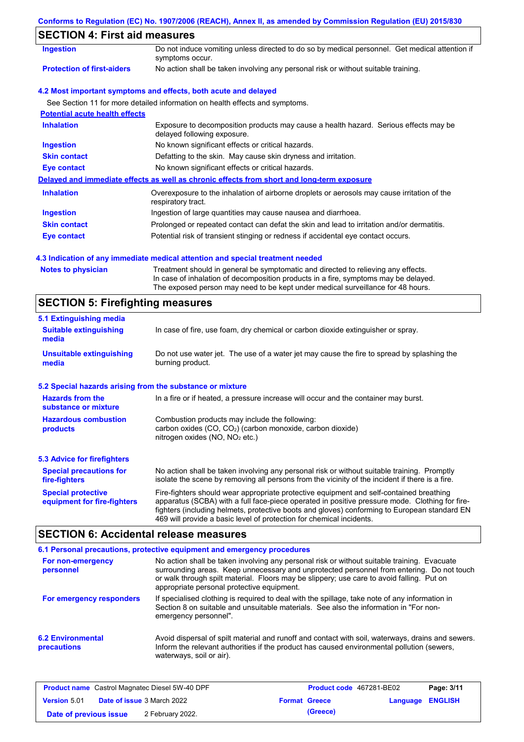## SECTION 4: First aid measures

| | |
|---|---|
| **Ingestion** | Do not induce vomiting unless directed to do so by medical personnel. Get medical attention if symptoms occur. |
| **Protection of first-aiders** | No action shall be taken involving any personal risk or without suitable training. |

### 4.2 Most important symptoms and effects, both acute and delayed

See Section 11 for more detailed information on health effects and symptoms.

**Potential acute health effects**

| | |
|---|---|
| **Inhalation** | Exposure to decomposition products may cause a health hazard. Serious effects may be delayed following exposure. |
| **Ingestion** | No known significant effects or critical hazards. |
| **Skin contact** | Defatting to the skin. May cause skin dryness and irritation. |
| **Eye contact** | No known significant effects or critical hazards. |

**Delayed and immediate effects as well as chronic effects from short and long-term exposure**

| | |
|---|---|
| **Inhalation** | Overexposure to the inhalation of airborne droplets or aerosols may cause irritation of the respiratory tract. |
| **Ingestion** | Ingestion of large quantities may cause nausea and diarrhoea. |
| **Skin contact** | Prolonged or repeated contact can defat the skin and lead to irritation and/or dermatitis. |
| **Eye contact** | Potential risk of transient stinging or redness if accidental eye contact occurs. |

### 4.3 Indication of any immediate medical attention and special treatment needed

| | |
|---|---|
| **Notes to physician** | Treatment should in general be symptomatic and directed to relieving any effects. In case of inhalation of decomposition products in a fire, symptoms may be delayed. The exposed person may need to be kept under medical surveillance for 48 hours. |

## SECTION 5: Firefighting measures

### 5.1 Extinguishing media

| | |
|---|---|
| **Suitable extinguishing media** | In case of fire, use foam, dry chemical or carbon dioxide extinguisher or spray. |
| **Unsuitable extinguishing media** | Do not use water jet. The use of a water jet may cause the fire to spread by splashing the burning product. |

### 5.2 Special hazards arising from the substance or mixture

| | |
|---|---|
| **Hazards from the substance or mixture** | In a fire or if heated, a pressure increase will occur and the container may burst. |
| **Hazardous combustion products** | Combustion products may include the following: carbon oxides (CO, $CO_2$) (carbon monoxide, carbon dioxide) nitrogen oxides (NO, $NO_2$ etc.) |

### 5.3 Advice for firefighters

| | |
|---|---|
| **Special precautions for fire-fighters** | No action shall be taken involving any personal risk or without suitable training. Promptly isolate the scene by removing all persons from the vicinity of the incident if there is a fire. |
| **Special protective equipment for fire-fighters** | Fire-fighters should wear appropriate protective equipment and self-contained breathing apparatus (SCBA) with a full face-piece operated in positive pressure mode. Clothing for fire-fighters (including helmets, protective boots and gloves) conforming to European standard EN 469 will provide a basic level of protection for chemical incidents. |

## SECTION 6: Accidental release measures

### 6.1 Personal precautions, protective equipment and emergency procedures

| | |
|---|---|
| **For non-emergency personnel** | No action shall be taken involving any personal risk or without suitable training. Evacuate surrounding areas. Keep unnecessary and unprotected personnel from entering. Do not touch or walk through spilt material. Floors may be slippery; use care to avoid falling. Put on appropriate personal protective equipment. |
| **For emergency responders** | If specialised clothing is required to deal with the spillage, take note of any information in Section 8 on suitable and unsuitable materials. See also the information in "For non-emergency personnel". |

| | |
|---|---|
| **6.2 Environmental precautions** | Avoid dispersal of spilt material and runoff and contact with soil, waterways, drains and sewers. Inform the relevant authorities if the product has caused environmental pollution (sewers, waterways, soil or air). |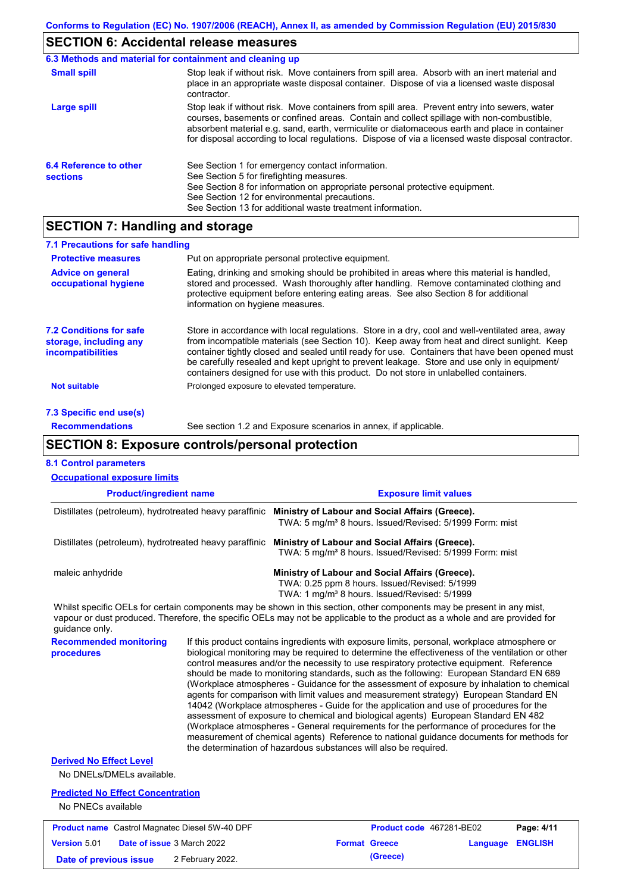## SECTION 6: Accidental release measures

### 6.3 Methods and material for containment and cleaning up

**Small spill**

Stop leak if without risk. Move containers from spill area. Absorb with an inert material and place in an appropriate waste disposal container. Dispose of via a licensed waste disposal contractor.

**Large spill**

Stop leak if without risk. Move containers from spill area. Prevent entry into sewers, water courses, basements or confined areas. Contain and collect spillage with non-combustible, absorbent material e.g. sand, earth, vermiculite or diatomaceous earth and place in container for disposal according to local regulations. Dispose of via a licensed waste disposal contractor.

### 6.4 Reference to other sections

See Section 1 for emergency contact information.
See Section 5 for firefighting measures.
See Section 8 for information on appropriate personal protective equipment.
See Section 12 for environmental precautions.
See Section 13 for additional waste treatment information.

## SECTION 7: Handling and storage

### 7.1 Precautions for safe handling

**Protective measures**

Put on appropriate personal protective equipment.

**Advice on general occupational hygiene**

Eating, drinking and smoking should be prohibited in areas where this material is handled, stored and processed. Wash thoroughly after handling. Remove contaminated clothing and protective equipment before entering eating areas. See also Section 8 for additional information on hygiene measures.

### 7.2 Conditions for safe storage, including any incompatibilities

Store in accordance with local regulations. Store in a dry, cool and well-ventilated area, away from incompatible materials (see Section 10). Keep away from heat and direct sunlight. Keep container tightly closed and sealed until ready for use. Containers that have been opened must be carefully resealed and kept upright to prevent leakage. Store and use only in equipment/ containers designed for use with this product. Do not store in unlabelled containers.

**Not suitable**

Prolonged exposure to elevated temperature.

### 7.3 Specific end use(s)

**Recommendations**

See section 1.2 and Exposure scenarios in annex, if applicable.

## SECTION 8: Exposure controls/personal protection

### 8.1 Control parameters

**Occupational exposure limits**

| Product/ingredient name | Exposure limit values |
|---|---|
| Distillates (petroleum), hydrotreated heavy paraffinic | **Ministry of Labour and Social Affairs (Greece).** TWA: 5 mg/m³ 8 hours. Issued/Revised: 5/1999 Form: mist |
| Distillates (petroleum), hydrotreated heavy paraffinic | **Ministry of Labour and Social Affairs (Greece).** TWA: 5 mg/m³ 8 hours. Issued/Revised: 5/1999 Form: mist |
| maleic anhydride | **Ministry of Labour and Social Affairs (Greece).** TWA: 0.25 ppm 8 hours. Issued/Revised: 5/1999 TWA: 1 mg/m³ 8 hours. Issued/Revised: 5/1999 |

Whilst specific OELs for certain components may be shown in this section, other components may be present in any mist, vapour or dust produced. Therefore, the specific OELs may not be applicable to the product as a whole and are provided for guidance only.

**Recommended monitoring procedures**

If this product contains ingredients with exposure limits, personal, workplace atmosphere or biological monitoring may be required to determine the effectiveness of the ventilation or other control measures and/or the necessity to use respiratory protective equipment. Reference should be made to monitoring standards, such as the following: European Standard EN 689 (Workplace atmospheres - Guidance for the assessment of exposure by inhalation to chemical agents for comparison with limit values and measurement strategy) European Standard EN 14042 (Workplace atmospheres - Guide for the application and use of procedures for the assessment of exposure to chemical and biological agents) European Standard EN 482 (Workplace atmospheres - General requirements for the performance of procedures for the measurement of chemical agents) Reference to national guidance documents for methods for the determination of hazardous substances will also be required.

**Derived No Effect Level**

No DNELs/DMELs available.

**Predicted No Effect Concentration**

No PNECs available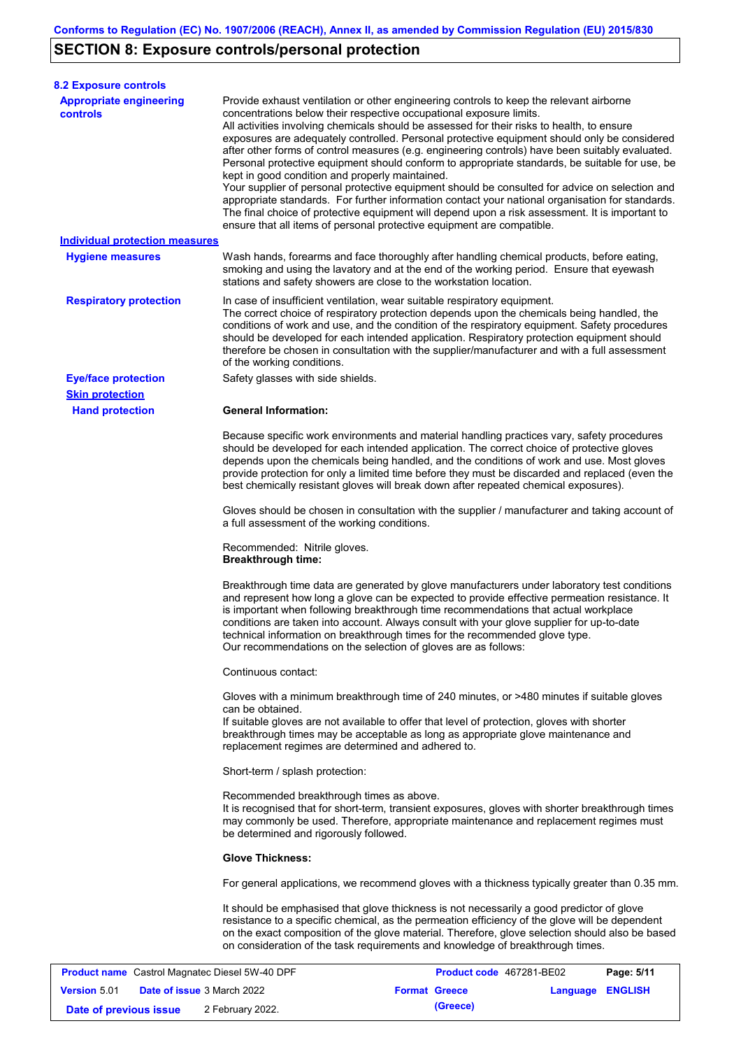## SECTION 8: Exposure controls/personal protection

### 8.2 Exposure controls

**Appropriate engineering controls**

Provide exhaust ventilation or other engineering controls to keep the relevant airborne concentrations below their respective occupational exposure limits.
All activities involving chemicals should be assessed for their risks to health, to ensure exposures are adequately controlled. Personal protective equipment should only be considered after other forms of control measures (e.g. engineering controls) have been suitably evaluated. Personal protective equipment should conform to appropriate standards, be suitable for use, be kept in good condition and properly maintained.
Your supplier of personal protective equipment should be consulted for advice on selection and appropriate standards. For further information contact your national organisation for standards. The final choice of protective equipment will depend upon a risk assessment. It is important to ensure that all items of personal protective equipment are compatible.

**Individual protection measures**

**Hygiene measures**

Wash hands, forearms and face thoroughly after handling chemical products, before eating, smoking and using the lavatory and at the end of the working period. Ensure that eyewash stations and safety showers are close to the workstation location.

**Respiratory protection**

In case of insufficient ventilation, wear suitable respiratory equipment.
The correct choice of respiratory protection depends upon the chemicals being handled, the conditions of work and use, and the condition of the respiratory equipment. Safety procedures should be developed for each intended application. Respiratory protection equipment should therefore be chosen in consultation with the supplier/manufacturer and with a full assessment of the working conditions.

**Eye/face protection**

Safety glasses with side shields.

**Skin protection**

**Hand protection**

**General Information:**

Because specific work environments and material handling practices vary, safety procedures should be developed for each intended application. The correct choice of protective gloves depends upon the chemicals being handled, and the conditions of work and use. Most gloves provide protection for only a limited time before they must be discarded and replaced (even the best chemically resistant gloves will break down after repeated chemical exposures).

Gloves should be chosen in consultation with the supplier / manufacturer and taking account of a full assessment of the working conditions.

Recommended: Nitrile gloves.
**Breakthrough time:**

Breakthrough time data are generated by glove manufacturers under laboratory test conditions and represent how long a glove can be expected to provide effective permeation resistance. It is important when following breakthrough time recommendations that actual workplace conditions are taken into account. Always consult with your glove supplier for up-to-date technical information on breakthrough times for the recommended glove type.
Our recommendations on the selection of gloves are as follows:

Continuous contact:

Gloves with a minimum breakthrough time of 240 minutes, or >480 minutes if suitable gloves can be obtained.
If suitable gloves are not available to offer that level of protection, gloves with shorter breakthrough times may be acceptable as long as appropriate glove maintenance and replacement regimes are determined and adhered to.

Short-term / splash protection:

Recommended breakthrough times as above.
It is recognised that for short-term, transient exposures, gloves with shorter breakthrough times may commonly be used. Therefore, appropriate maintenance and replacement regimes must be determined and rigorously followed.

**Glove Thickness:**

For general applications, we recommend gloves with a thickness typically greater than 0.35 mm.

It should be emphasised that glove thickness is not necessarily a good predictor of glove resistance to a specific chemical, as the permeation efficiency of the glove will be dependent on the exact composition of the glove material. Therefore, glove selection should also be based on consideration of the task requirements and knowledge of breakthrough times.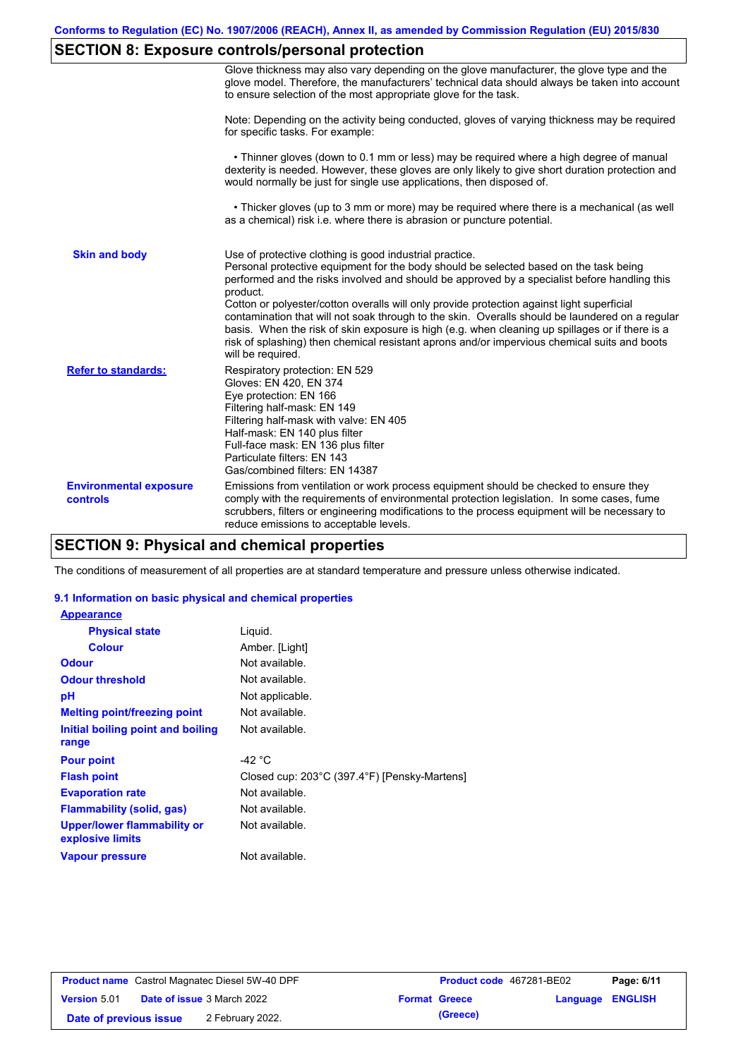## SECTION 8: Exposure controls/personal protection

Glove thickness may also vary depending on the glove manufacturer, the glove type and the glove model. Therefore, the manufacturers' technical data should always be taken into account to ensure selection of the most appropriate glove for the task.

Note: Depending on the activity being conducted, gloves of varying thickness may be required for specific tasks. For example:

- Thinner gloves (down to 0.1 mm or less) may be required where a high degree of manual dexterity is needed. However, these gloves are only likely to give short duration protection and would normally be just for single use applications, then disposed of.
- Thicker gloves (up to 3 mm or more) may be required where there is a mechanical (as well as a chemical) risk i.e. where there is abrasion or puncture potential.

**Skin and body**

Use of protective clothing is good industrial practice.
Personal protective equipment for the body should be selected based on the task being performed and the risks involved and should be approved by a specialist before handling this product.
Cotton or polyester/cotton overalls will only provide protection against light superficial contamination that will not soak through to the skin. Overalls should be laundered on a regular basis. When the risk of skin exposure is high (e.g. when cleaning up spillages or if there is a risk of splashing) then chemical resistant aprons and/or impervious chemical suits and boots will be required.

**Refer to standards:**

Respiratory protection: EN 529
Gloves: EN 420, EN 374
Eye protection: EN 166
Filtering half-mask: EN 149
Filtering half-mask with valve: EN 405
Half-mask: EN 140 plus filter
Full-face mask: EN 136 plus filter
Particulate filters: EN 143
Gas/combined filters: EN 14387

**Environmental exposure controls**

Emissions from ventilation or work process equipment should be checked to ensure they comply with the requirements of environmental protection legislation. In some cases, fume scrubbers, filters or engineering modifications to the process equipment will be necessary to reduce emissions to acceptable levels.

## SECTION 9: Physical and chemical properties

The conditions of measurement of all properties are at standard temperature and pressure unless otherwise indicated.

### 9.1 Information on basic physical and chemical properties

**Appearance**

| Property | Value |
| --- | --- |
| Physical state | Liquid. |
| Colour | Amber. [Light] |
| Odour | Not available. |
| Odour threshold | Not available. |
| pH | Not applicable. |
| Melting point/freezing point | Not available. |
| Initial boiling point and boiling range | Not available. |
| Pour point | -42 °C |
| Flash point | Closed cup: 203°C (397.4°F) [Pensky-Martens] |
| Evaporation rate | Not available. |
| Flammability (solid, gas) | Not available. |
| Upper/lower flammability or explosive limits | Not available. |
| Vapour pressure | Not available. |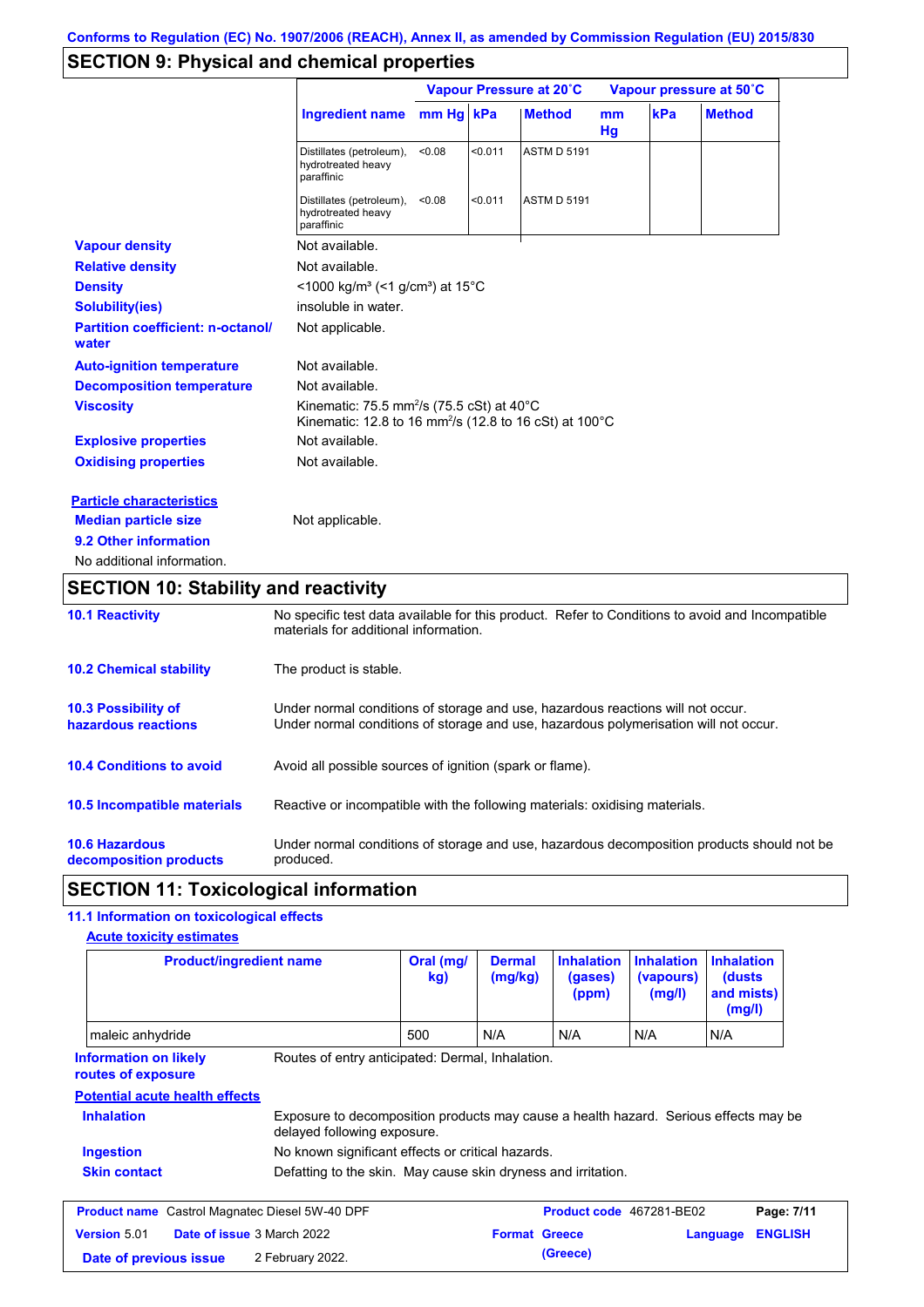Conforms to Regulation (EC) No. 1907/2006 (REACH), Annex II, as amended by Commission Regulation (EU) 2015/830

## SECTION 9: Physical and chemical properties

| | Vapour Pressure at 20˚C | | | Vapour pressure at 50˚C | | |
|---|---|---|---|---|---|---|
| **Ingredient name** | **mm Hg** | **kPa** | **Method** | **mm Hg** | **kPa** | **Method** |
| Distillates (petroleum), hydrotreated heavy paraffinic | <0.08 | <0.011 | ASTM D 5191 | | | |
| Distillates (petroleum), hydrotreated heavy paraffinic | <0.08 | <0.011 | ASTM D 5191 | | | |

**Vapour density** Not available.

**Relative density** Not available.

**Density** <1000 kg/m³ (<1 g/cm³) at 15°C

**Solubility(ies)** insoluble in water.

**Partition coefficient: n-octanol/water** Not applicable.

**Auto-ignition temperature** Not available.

**Decomposition temperature** Not available.

**Viscosity** Kinematic: 75.5 $mm^2/s$ (75.5 cSt) at 40°C
Kinematic: 12.8 to 16 $mm^2/s$ (12.8 to 16 cSt) at 100°C

**Explosive properties** Not available.

**Oxidising properties** Not available.

**Particle characteristics**

**Median particle size** Not applicable.

**9.2 Other information**

No additional information.

## SECTION 10: Stability and reactivity

**10.1 Reactivity** No specific test data available for this product. Refer to Conditions to avoid and Incompatible materials for additional information.

**10.2 Chemical stability** The product is stable.

**10.3 Possibility of hazardous reactions** Under normal conditions of storage and use, hazardous reactions will not occur.
Under normal conditions of storage and use, hazardous polymerisation will not occur.

**10.4 Conditions to avoid** Avoid all possible sources of ignition (spark or flame).

**10.5 Incompatible materials** Reactive or incompatible with the following materials: oxidising materials.

**10.6 Hazardous decomposition products** Under normal conditions of storage and use, hazardous decomposition products should not be produced.

## SECTION 11: Toxicological information

**11.1 Information on toxicological effects**

**Acute toxicity estimates**

| Product/ingredient name | Oral (mg/kg) | Dermal (mg/kg) | Inhalation (gases) (ppm) | Inhalation (vapours) (mg/l) | Inhalation (dusts and mists) (mg/l) |
|---|---|---|---|---|---|
| maleic anhydride | 500 | N/A | N/A | N/A | N/A |

**Information on likely routes of exposure** Routes of entry anticipated: Dermal, Inhalation.

**Potential acute health effects**

**Inhalation** Exposure to decomposition products may cause a health hazard. Serious effects may be delayed following exposure.

**Ingestion** No known significant effects or critical hazards.

**Skin contact** Defatting to the skin. May cause skin dryness and irritation.

| | | | |
|---|---|---|---|
| **Product name** Castrol Magnatec Diesel 5W-40 DPF | | **Product code** 467281-BE02 | **Page: 7/11** |
| **Version** 5.01 | **Date of issue** 3 March 2022 | **Format** Greece (Greece) | **Language** ENGLISH |
| **Date of previous issue** | 2 February 2022. | | |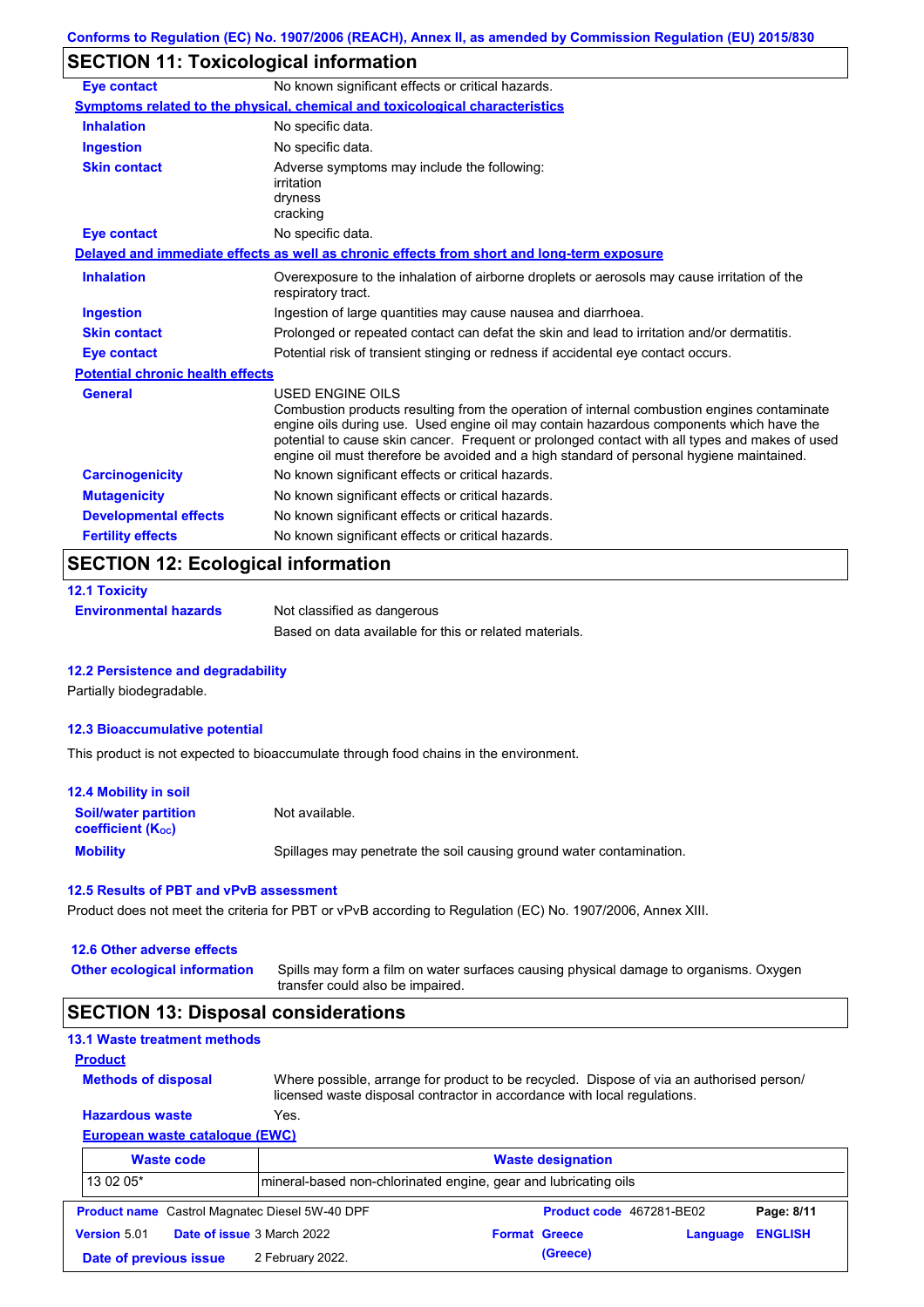## SECTION 11: Toxicological information

**Eye contact** No known significant effects or critical hazards.

**Symptoms related to the physical, chemical and toxicological characteristics**

**Inhalation** No specific data.

**Ingestion** No specific data.

**Skin contact** Adverse symptoms may include the following:
irritation
dryness
cracking

**Eye contact** No specific data.

**Delayed and immediate effects as well as chronic effects from short and long-term exposure**

**Inhalation** Overexposure to the inhalation of airborne droplets or aerosols may cause irritation of the respiratory tract.

**Ingestion** Ingestion of large quantities may cause nausea and diarrhoea.

**Skin contact** Prolonged or repeated contact can defat the skin and lead to irritation and/or dermatitis.

**Eye contact** Potential risk of transient stinging or redness if accidental eye contact occurs.

**Potential chronic health effects**

**General** USED ENGINE OILS
Combustion products resulting from the operation of internal combustion engines contaminate engine oils during use. Used engine oil may contain hazardous components which have the potential to cause skin cancer. Frequent or prolonged contact with all types and makes of used engine oil must therefore be avoided and a high standard of personal hygiene maintained.

**Carcinogenicity** No known significant effects or critical hazards.

**Mutagenicity** No known significant effects or critical hazards.

**Developmental effects** No known significant effects or critical hazards.

**Fertility effects** No known significant effects or critical hazards.

## SECTION 12: Ecological information

### 12.1 Toxicity

**Environmental hazards** Not classified as dangerous

Based on data available for this or related materials.

### 12.2 Persistence and degradability

Partially biodegradable.

### 12.3 Bioaccumulative potential

This product is not expected to bioaccumulate through food chains in the environment.

### 12.4 Mobility in soil

**Soil/water partition coefficient ($K_{OC}$)** Not available.

**Mobility** Spillages may penetrate the soil causing ground water contamination.

### 12.5 Results of PBT and vPvB assessment

Product does not meet the criteria for PBT or vPvB according to Regulation (EC) No. 1907/2006, Annex XIII.

### 12.6 Other adverse effects

**Other ecological information** Spills may form a film on water surfaces causing physical damage to organisms. Oxygen transfer could also be impaired.

## SECTION 13: Disposal considerations

### 13.1 Waste treatment methods

**Product**

**Methods of disposal** Where possible, arrange for product to be recycled. Dispose of via an authorised person/ licensed waste disposal contractor in accordance with local regulations.

**Hazardous waste** Yes.

**European waste catalogue (EWC)**

| Waste code | Waste designation |
|---|---|
| 13 02 05* | mineral-based non-chlorinated engine, gear and lubricating oils |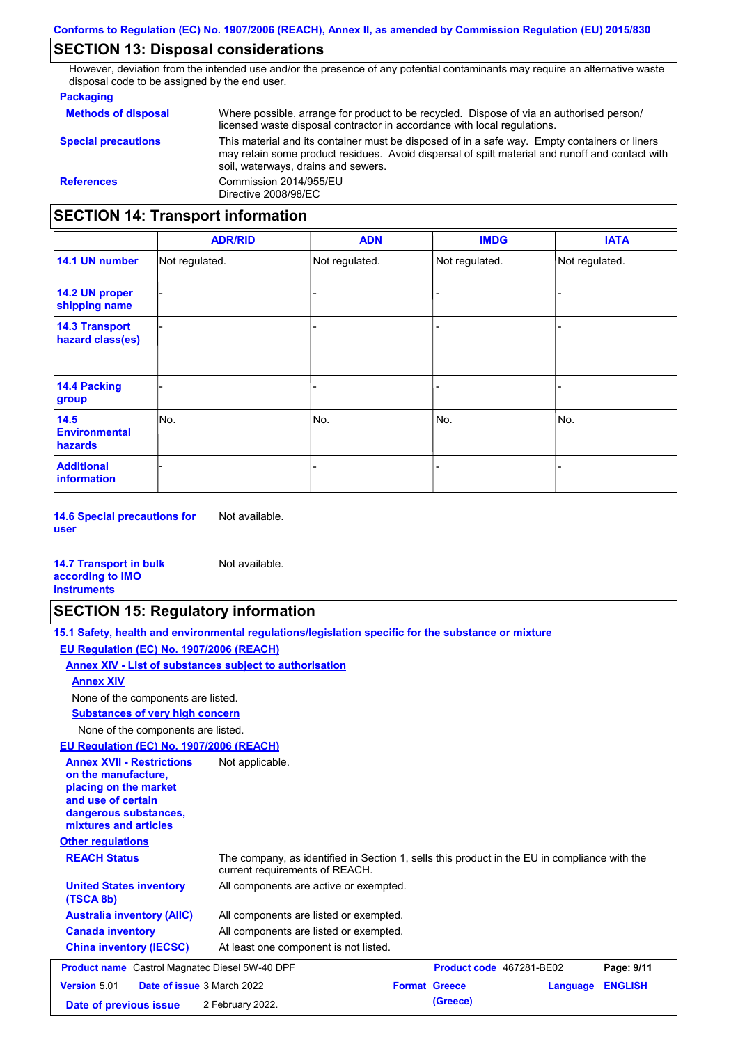## SECTION 13: Disposal considerations

However, deviation from the intended use and/or the presence of any potential contaminants may require an alternative waste disposal code to be assigned by the end user.

**Packaging**

| | |
|---|---|
| **Methods of disposal** | Where possible, arrange for product to be recycled. Dispose of via an authorised person/ licensed waste disposal contractor in accordance with local regulations. |
| **Special precautions** | This material and its container must be disposed of in a safe way. Empty containers or liners may retain some product residues. Avoid dispersal of spilt material and runoff and contact with soil, waterways, drains and sewers. |
| **References** | Commission 2014/955/EU<br>Directive 2008/98/EC |

## SECTION 14: Transport information

| | ADR/RID | ADN | IMDG | IATA |
|---|---|---|---|---|
| **14.1 UN number** | Not regulated. | Not regulated. | Not regulated. | Not regulated. |
| **14.2 UN proper shipping name** | - | - | - | - |
| **14.3 Transport hazard class(es)** | - | - | - | - |
| **14.4 Packing group** | - | - | - | - |
| **14.5 Environmental hazards** | No. | No. | No. | No. |
| **Additional information** | - | - | - | - |

**14.6 Special precautions for user** Not available.

**14.7 Transport in bulk according to IMO instruments** Not available.

## SECTION 15: Regulatory information

**15.1 Safety, health and environmental regulations/legislation specific for the substance or mixture**

**EU Regulation (EC) No. 1907/2006 (REACH)**

**Annex XIV - List of substances subject to authorisation**

**Annex XIV**

None of the components are listed.

**Substances of very high concern**

None of the components are listed.

**EU Regulation (EC) No. 1907/2006 (REACH)**

| | |
|---|---|
| **Annex XVII - Restrictions on the manufacture, placing on the market and use of certain dangerous substances, mixtures and articles** | Not applicable. |

**Other regulations**

| | |
|---|---|
| **REACH Status** | The company, as identified in Section 1, sells this product in the EU in compliance with the current requirements of REACH. |
| **United States inventory (TSCA 8b)** | All components are active or exempted. |
| **Australia inventory (AIIC)** | All components are listed or exempted. |
| **Canada inventory** | All components are listed or exempted. |
| **China inventory (IECSC)** | At least one component is not listed. |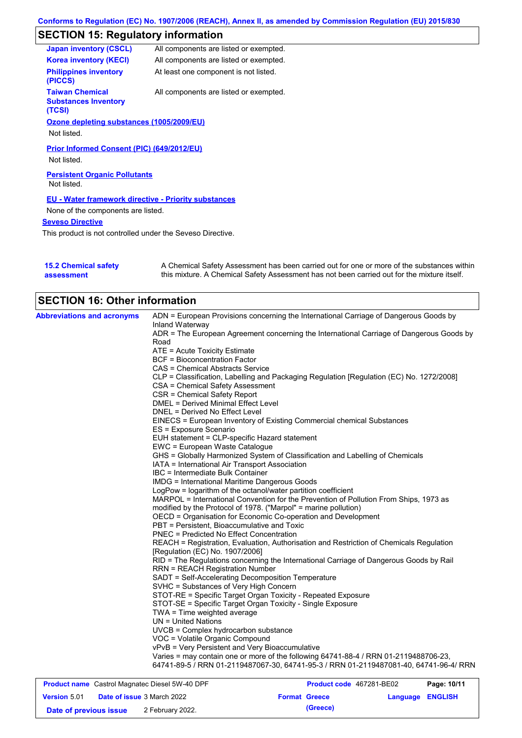## SECTION 15: Regulatory information

| | |
|---|---|
| **Japan inventory (CSCL)** | All components are listed or exempted. |
| **Korea inventory (KECI)** | All components are listed or exempted. |
| **Philippines inventory (PICCS)** | At least one component is not listed. |
| **Taiwan Chemical Substances Inventory (TCSI)** | All components are listed or exempted. |

**Ozone depleting substances (1005/2009/EU)**

Not listed.

**Prior Informed Consent (PIC) (649/2012/EU)**

Not listed.

**Persistent Organic Pollutants**

Not listed.

**EU - Water framework directive - Priority substances**

None of the components are listed.

**Seveso Directive**

This product is not controlled under the Seveso Directive.

**15.2 Chemical safety assessment**

A Chemical Safety Assessment has been carried out for one or more of the substances within this mixture. A Chemical Safety Assessment has not been carried out for the mixture itself.

## SECTION 16: Other information

**Abbreviations and acronyms**

ADN = European Provisions concerning the International Carriage of Dangerous Goods by Inland Waterway
ADR = The European Agreement concerning the International Carriage of Dangerous Goods by Road
ATE = Acute Toxicity Estimate
BCF = Bioconcentration Factor
CAS = Chemical Abstracts Service
CLP = Classification, Labelling and Packaging Regulation [Regulation (EC) No. 1272/2008]
CSA = Chemical Safety Assessment
CSR = Chemical Safety Report
DMEL = Derived Minimal Effect Level
DNEL = Derived No Effect Level
EINECS = European Inventory of Existing Commercial chemical Substances
ES = Exposure Scenario
EUH statement = CLP-specific Hazard statement
EWC = European Waste Catalogue
GHS = Globally Harmonized System of Classification and Labelling of Chemicals
IATA = International Air Transport Association
IBC = Intermediate Bulk Container
IMDG = International Maritime Dangerous Goods
LogPow = logarithm of the octanol/water partition coefficient
MARPOL = International Convention for the Prevention of Pollution From Ships, 1973 as modified by the Protocol of 1978. ("Marpol" = marine pollution)
OECD = Organisation for Economic Co-operation and Development
PBT = Persistent, Bioaccumulative and Toxic
PNEC = Predicted No Effect Concentration
REACH = Registration, Evaluation, Authorisation and Restriction of Chemicals Regulation [Regulation (EC) No. 1907/2006]
RID = The Regulations concerning the International Carriage of Dangerous Goods by Rail
RRN = REACH Registration Number
SADT = Self-Accelerating Decomposition Temperature
SVHC = Substances of Very High Concern
STOT-RE = Specific Target Organ Toxicity - Repeated Exposure
STOT-SE = Specific Target Organ Toxicity - Single Exposure
TWA = Time weighted average
UN = United Nations
UVCB = Complex hydrocarbon substance
VOC = Volatile Organic Compound
vPvB = Very Persistent and Very Bioaccumulative
Varies = may contain one or more of the following 64741-88-4 / RRN 01-2119488706-23, 64741-89-5 / RRN 01-2119487067-30, 64741-95-3 / RRN 01-2119487081-40, 64741-96-4/ RRN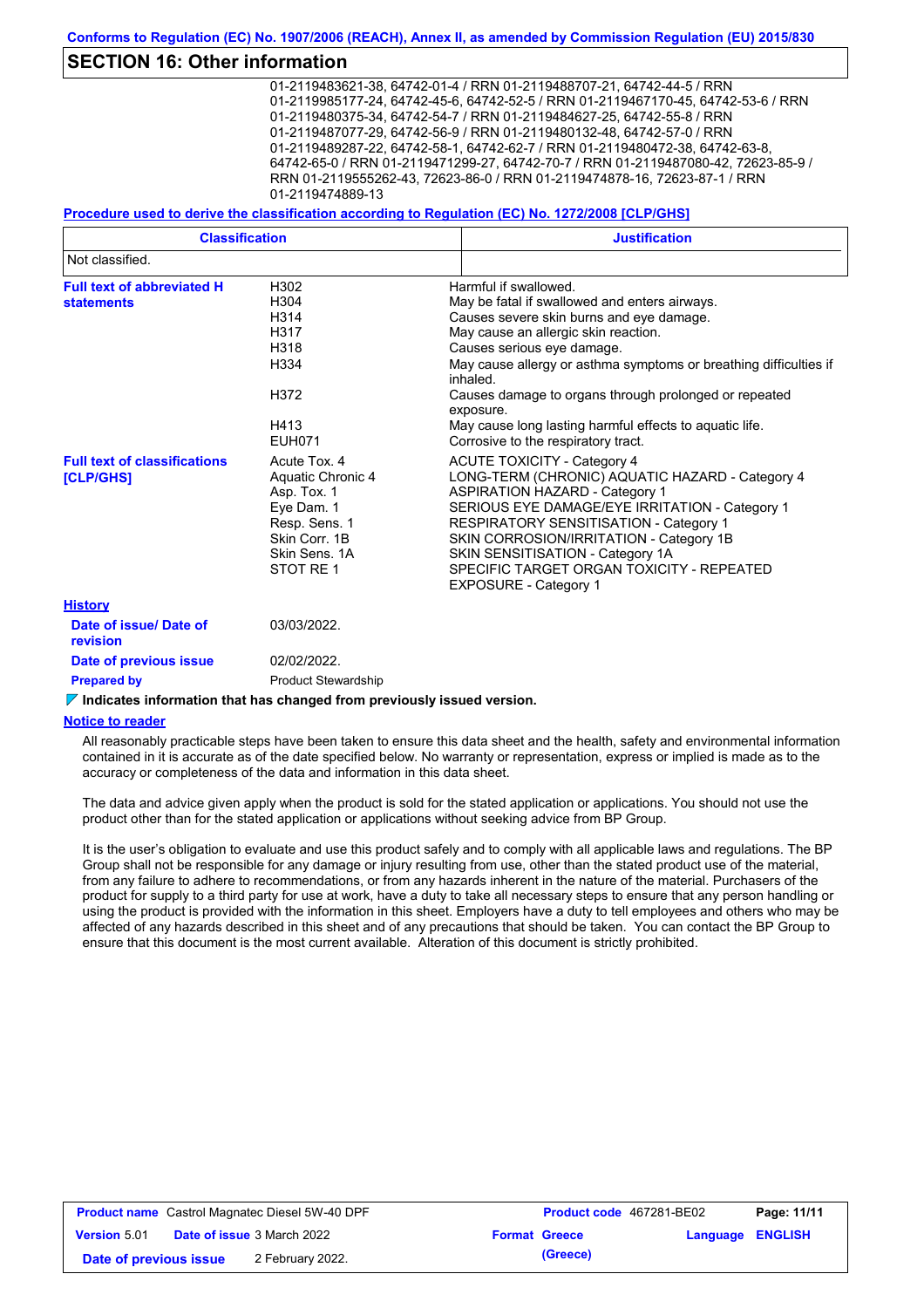## SECTION 16: Other information

01-2119483621-38, 64742-01-4 / RRN 01-2119488707-21, 64742-44-5 / RRN 01-2119985177-24, 64742-45-6, 64742-52-5 / RRN 01-2119467170-45, 64742-53-6 / RRN 01-2119480375-34, 64742-54-7 / RRN 01-2119484627-25, 64742-55-8 / RRN 01-2119487077-29, 64742-56-9 / RRN 01-2119480132-48, 64742-57-0 / RRN 01-2119489287-22, 64742-58-1, 64742-62-7 / RRN 01-2119480472-38, 64742-63-8, 64742-65-0 / RRN 01-2119471299-27, 64742-70-7 / RRN 01-2119487080-42, 72623-85-9 / RRN 01-2119555262-43, 72623-86-0 / RRN 01-2119474878-16, 72623-87-1 / RRN 01-2119474889-13

**Procedure used to derive the classification according to Regulation (EC) No. 1272/2008 [CLP/GHS]**

| Classification | Justification |
|---|---|
| Not classified. | |

**Full text of abbreviated H statements**

| | |
|---|---|
| H302 | Harmful if swallowed. |
| H304 | May be fatal if swallowed and enters airways. |
| H314 | Causes severe skin burns and eye damage. |
| H317 | May cause an allergic skin reaction. |
| H318 | Causes serious eye damage. |
| H334 | May cause allergy or asthma symptoms or breathing difficulties if inhaled. |
| H372 | Causes damage to organs through prolonged or repeated exposure. |
| H413 | May cause long lasting harmful effects to aquatic life. |
| EUH071 | Corrosive to the respiratory tract. |

**Full text of classifications [CLP/GHS]**

| | |
|---|---|
| Acute Tox. 4 | ACUTE TOXICITY - Category 4 |
| Aquatic Chronic 4 | LONG-TERM (CHRONIC) AQUATIC HAZARD - Category 4 |
| Asp. Tox. 1 | ASPIRATION HAZARD - Category 1 |
| Eye Dam. 1 | SERIOUS EYE DAMAGE/EYE IRRITATION - Category 1 |
| Resp. Sens. 1 | RESPIRATORY SENSITISATION - Category 1 |
| Skin Corr. 1B | SKIN CORROSION/IRRITATION - Category 1B |
| Skin Sens. 1A | SKIN SENSITISATION - Category 1A |
| STOT RE 1 | SPECIFIC TARGET ORGAN TOXICITY - REPEATED EXPOSURE - Category 1 |

**History**

**Date of issue/ Date of revision** 03/03/2022.

**Date of previous issue** 02/02/2022.

**Prepared by** Product Stewardship

▼ **Indicates information that has changed from previously issued version.**

**Notice to reader**

All reasonably practicable steps have been taken to ensure this data sheet and the health, safety and environmental information contained in it is accurate as of the date specified below. No warranty or representation, express or implied is made as to the accuracy or completeness of the data and information in this data sheet.

The data and advice given apply when the product is sold for the stated application or applications. You should not use the product other than for the stated application or applications without seeking advice from BP Group.

It is the user's obligation to evaluate and use this product safely and to comply with all applicable laws and regulations. The BP Group shall not be responsible for any damage or injury resulting from use, other than the stated product use of the material, from any failure to adhere to recommendations, or from any hazards inherent in the nature of the material. Purchasers of the product for supply to a third party for use at work, have a duty to take all necessary steps to ensure that any person handling or using the product is provided with the information in this sheet. Employers have a duty to tell employees and others who may be affected of any hazards described in this sheet and of any precautions that should be taken. You can contact the BP Group to ensure that this document is the most current available. Alteration of this document is strictly prohibited.